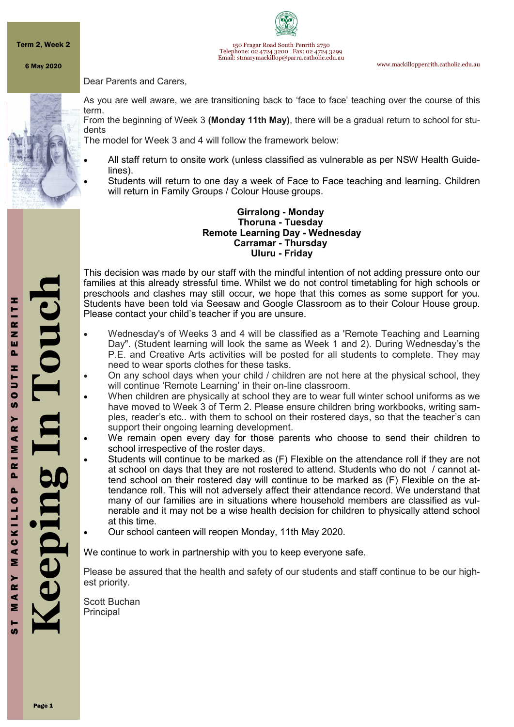# Keeping In Touch

ST MARY MACKILLOP PRIMARY SOUTH PENRITH

**Term 2, Week 2**

**6 May 2020**

150 Fragar Road South Penrith 2750
Telephone: 02 4724 3200 Fax: 02 4724 3299
Email: stmarymackillop@parra.catholic.edu.au

www.mackilloppenrith.catholic.edu.au

Dear Parents and Carers,

As you are well aware, we are transitioning back to 'face to face' teaching over the course of this term.
From the beginning of Week 3 **(Monday 11th May)**, there will be a gradual return to school for students
The model for Week 3 and 4 will follow the framework below:

- All staff return to onsite work (unless classified as vulnerable as per NSW Health Guidelines).
- Students will return to one day a week of Face to Face teaching and learning. Children will return in Family Groups / Colour House groups.

**Girralong - Monday**
**Thoruna - Tuesday**
**Remote Learning Day - Wednesday**
**Carramar - Thursday**
**Uluru - Friday**

This decision was made by our staff with the mindful intention of not adding pressure onto our families at this already stressful time. Whilst we do not control timetabling for high schools or preschools and clashes may still occur, we hope that this comes as some support for you. Students have been told via Seesaw and Google Classroom as to their Colour House group. Please contact your child's teacher if you are unsure.

- Wednesday's of Weeks 3 and 4 will be classified as a 'Remote Teaching and Learning Day". (Student learning will look the same as Week 1 and 2). During Wednesday's the P.E. and Creative Arts activities will be posted for all students to complete. They may need to wear sports clothes for these tasks.
- On any school days when your child / children are not here at the physical school, they will continue 'Remote Learning' in their on-line classroom.
- When children are physically at school they are to wear full winter school uniforms as we have moved to Week 3 of Term 2. Please ensure children bring workbooks, writing samples, reader's etc.. with them to school on their rostered days, so that the teacher's can support their ongoing learning development.
- We remain open every day for those parents who choose to send their children to school irrespective of the roster days.
- Students will continue to be marked as (F) Flexible on the attendance roll if they are not at school on days that they are not rostered to attend. Students who do not / cannot attend school on their rostered day will continue to be marked as (F) Flexible on the attendance roll. This will not adversely affect their attendance record. We understand that many of our families are in situations where household members are classified as vulnerable and it may not be a wise health decision for children to physically attend school at this time.
- Our school canteen will reopen Monday, 11th May 2020.

We continue to work in partnership with you to keep everyone safe.

Please be assured that the health and safety of our students and staff continue to be our highest priority.

Scott Buchan
Principal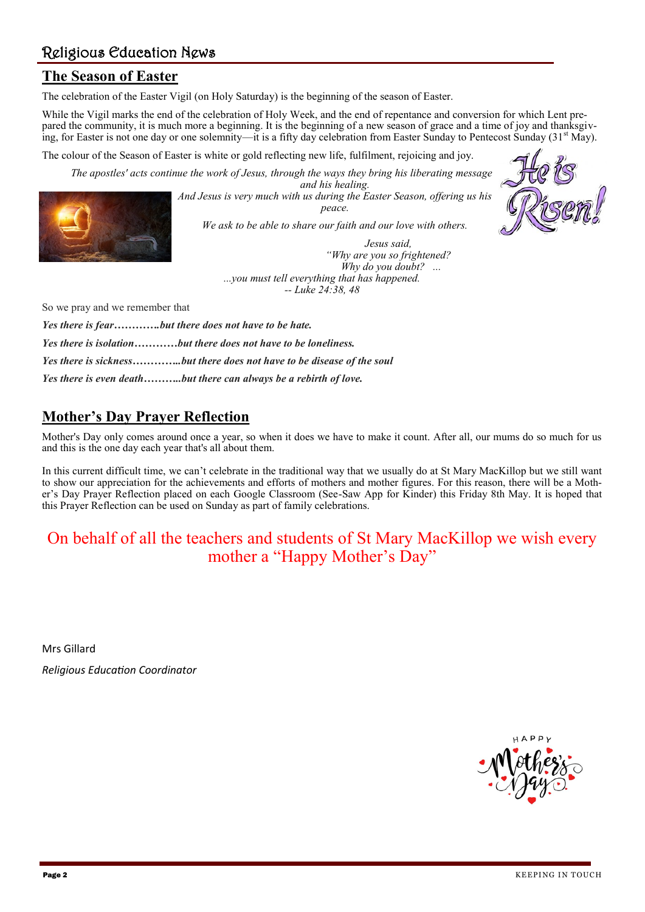## Religious Education News

### The Season of Easter

The celebration of the Easter Vigil (on Holy Saturday) is the beginning of the season of Easter.

While the Vigil marks the end of the celebration of Holy Week, and the end of repentance and conversion for which Lent prepared the community, it is much more a beginning. It is the beginning of a new season of grace and a time of joy and thanksgiving, for Easter is not one day or one solemnity—it is a fifty day celebration from Easter Sunday to Pentecost Sunday (31st May).

The colour of the Season of Easter is white or gold reflecting new life, fulfilment, rejoicing and joy.

*The apostles' acts continue the work of Jesus, through the ways they bring his liberating message and his healing.*
*And Jesus is very much with us during the Easter Season, offering us his peace.*
*We ask to be able to share our faith and our love with others.*

*Jesus said,*
*"Why are you so frightened?*
*Why do you doubt? ...*
*...you must tell everything that has happened.*
*-- Luke 24:38, 48*

So we pray and we remember that

***Yes there is fear…………but there does not have to be hate.***

***Yes there is isolation…………but there does not have to be loneliness.***

***Yes there is sickness…………..but there does not have to be disease of the soul***

***Yes there is even death………..but there can always be a rebirth of love.***

### Mother's Day Prayer Reflection

Mother's Day only comes around once a year, so when it does we have to make it count. After all, our mums do so much for us and this is the one day each year that's all about them.

In this current difficult time, we can't celebrate in the traditional way that we usually do at St Mary MacKillop but we still want to show our appreciation for the achievements and efforts of mothers and mother figures. For this reason, there will be a Mother's Day Prayer Reflection placed on each Google Classroom (See-Saw App for Kinder) this Friday 8th May. It is hoped that this Prayer Reflection can be used on Sunday as part of family celebrations.

On behalf of all the teachers and students of St Mary MacKillop we wish every mother a "Happy Mother's Day"

Mrs Gillard

*Religious Education Coordinator*